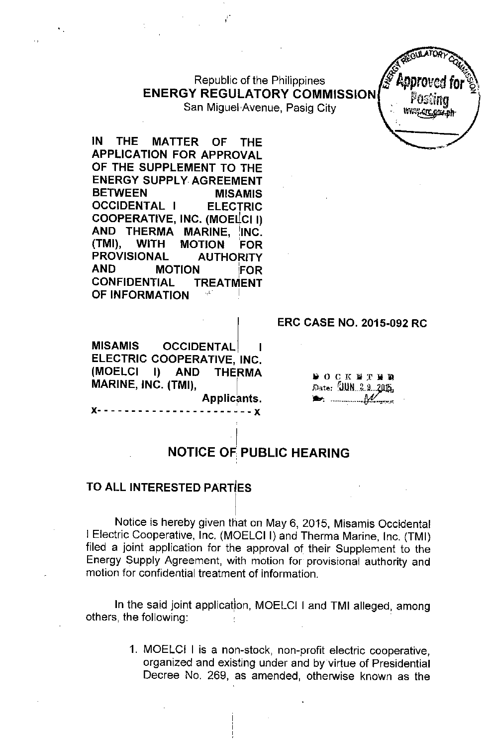Republic of the Philippines
**ENERGY REGULATORY COMMISSION**
San Miguel Avenue, Pasig City

**IN THE MATTER OF THE APPLICATION FOR APPROVAL OF THE SUPPLEMENT TO THE ENERGY SUPPLY AGREEMENT BETWEEN MISAMIS OCCIDENTAL I ELECTRIC COOPERATIVE, INC. (MOELCI I) AND THERMA MARINE, INC. (TMI), WITH MOTION FOR PROVISIONAL AUTHORITY AND MOTION FOR CONFIDENTIAL TREATMENT OF INFORMATION**

**ERC CASE NO. 2015-092 RC**

**MISAMIS OCCIDENTAL I ELECTRIC COOPERATIVE, INC. (MOELCI I) AND THERMA MARINE, INC. (TMI),**
**Applicants.**
**x- - - - - - - - - - - - - - - - - - - - - - x**

DOCKETED
Date: JUN 29 2015

## NOTICE OF PUBLIC HEARING

**TO ALL INTERESTED PARTIES**

Notice is hereby given that on May 6, 2015, Misamis Occidental I Electric Cooperative, Inc. (MOELCI I) and Therma Marine, Inc. (TMI) filed a joint application for the approval of their Supplement to the Energy Supply Agreement, with motion for provisional authority and motion for confidential treatment of information.

In the said joint application, MOELCI I and TMI alleged, among others, the following:

1. MOELCI I is a non-stock, non-profit electric cooperative, organized and existing under and by virtue of Presidential Decree No. 269, as amended, otherwise known as the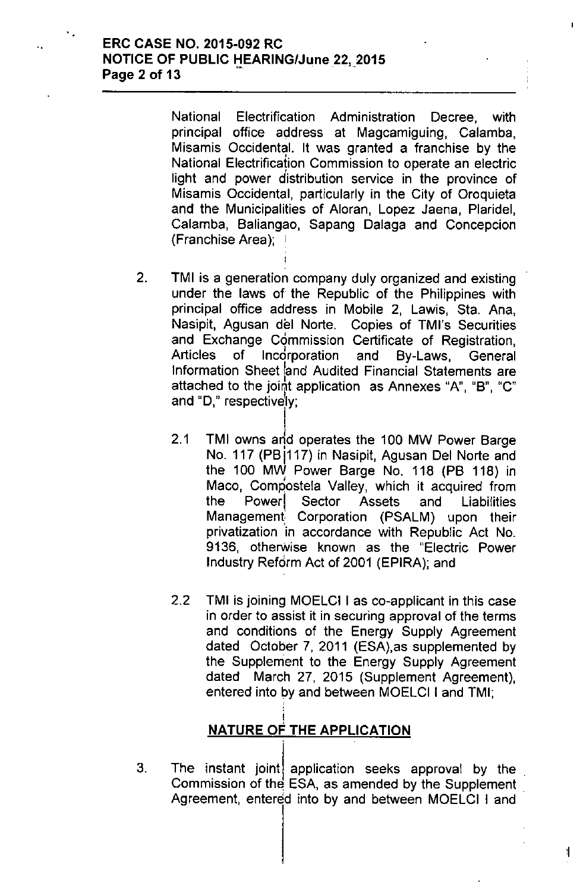National Electrification Administration Decree, with principal office address at Magcamiguing, Calamba, Misamis Occidental. It was granted a franchise by the National Electrification Commission to operate an electric light and power distribution service in the province of Misamis Occidental, particularly in the City of Oroquieta and the Municipalities of Aloran, Lopez Jaena, Plaridel, Calamba, Baliangao, Sapang Dalaga and Concepcion (Franchise Area);

2. TMI is a generation company duly organized and existing under the laws of the Republic of the Philippines with principal office address in Mobile 2, Lawis, Sta. Ana, Nasipit, Agusan del Norte. Copies of TMI's Securities and Exchange Commission Certificate of Registration, Articles of Incorporation and By-Laws, General Information Sheet and Audited Financial Statements are attached to the joint application as Annexes "A", "B", "C" and "D," respectively;

   2.1 TMI owns and operates the 100 MW Power Barge No. 117 (PB 117) in Nasipit, Agusan Del Norte and the 100 MW Power Barge No. 118 (PB 118) in Maco, Compostela Valley, which it acquired from the Power Sector Assets and Liabilities Management Corporation (PSALM) upon their privatization in accordance with Republic Act No. 9136, otherwise known as the "Electric Power Industry Reform Act of 2001 (EPIRA); and

   2.2 TMI is joining MOELCI I as co-applicant in this case in order to assist it in securing approval of the terms and conditions of the Energy Supply Agreement dated October 7, 2011 (ESA),as supplemented by the Supplement to the Energy Supply Agreement dated March 27, 2015 (Supplement Agreement), entered into by and between MOELCI I and TMI;

## NATURE OF THE APPLICATION

3. The instant joint application seeks approval by the Commission of the ESA, as amended by the Supplement Agreement, entered into by and between MOELCI I and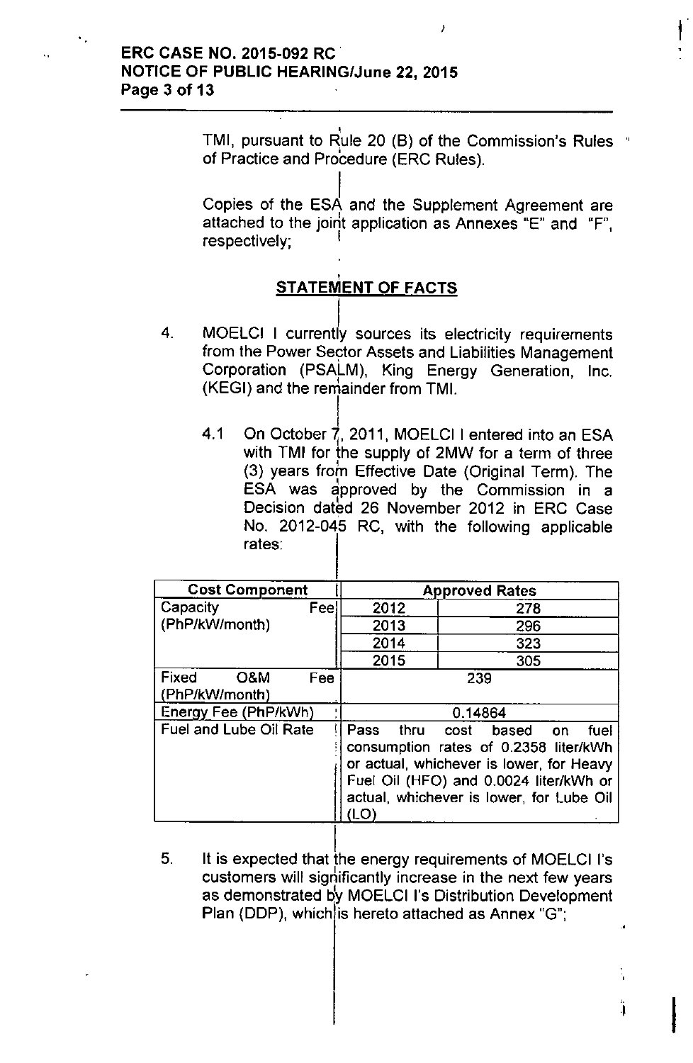TMI, pursuant to Rule 20 (B) of the Commission's Rules of Practice and Procedure (ERC Rules).

Copies of the ESA and the Supplement Agreement are attached to the joint application as Annexes "E" and "F", respectively;

## STATEMENT OF FACTS

4. MOELCI I currently sources its electricity requirements from the Power Sector Assets and Liabilities Management Corporation (PSALM), King Energy Generation, Inc. (KEGI) and the remainder from TMI.

   4.1 On October 7, 2011, MOELCI I entered into an ESA with TMI for the supply of 2MW for a term of three (3) years from Effective Date (Original Term). The ESA was approved by the Commission in a Decision dated 26 November 2012 in ERC Case No. 2012-045 RC, with the following applicable rates:

| Cost Component | Approved Rates | |
|---|---|---|
| Capacity Fee (PhP/kW/month) | 2012 | 278 |
| | 2013 | 296 |
| | 2014 | 323 |
| | 2015 | 305 |
| Fixed O&M Fee (PhP/kW/month) | 239 | |
| Energy Fee (PhP/kWh) | 0.14864 | |
| Fuel and Lube Oil Rate | Pass thru cost based on fuel consumption rates of 0.2358 liter/kWh or actual, whichever is lower, for Heavy Fuel Oil (HFO) and 0.0024 liter/kWh or actual, whichever is lower, for Lube Oil (LO) | |

5. It is expected that the energy requirements of MOELCI I's customers will significantly increase in the next few years as demonstrated by MOELCI I's Distribution Development Plan (DDP), which is hereto attached as Annex "G";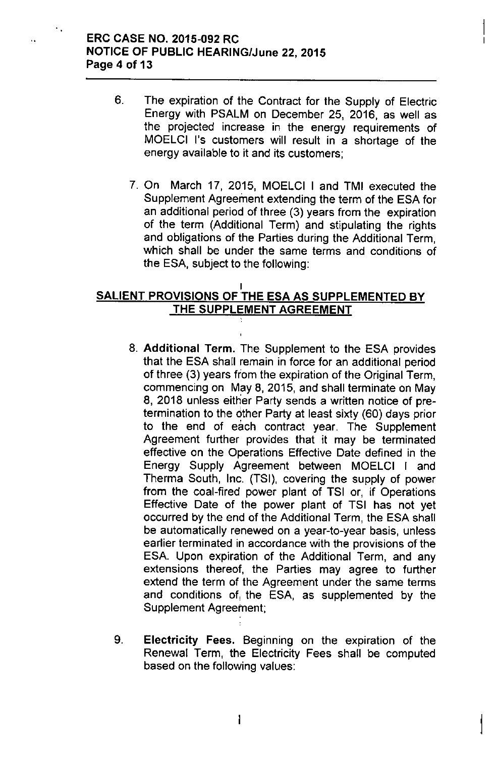6. The expiration of the Contract for the Supply of Electric Energy with PSALM on December 25, 2016, as well as the projected increase in the energy requirements of MOELCI I's customers will result in a shortage of the energy available to it and its customers;

7. On March 17, 2015, MOELCI I and TMI executed the Supplement Agreement extending the term of the ESA for an additional period of three (3) years from the expiration of the term (Additional Term) and stipulating the rights and obligations of the Parties during the Additional Term, which shall be under the same terms and conditions of the ESA, subject to the following:

## I
## SALIENT PROVISIONS OF THE ESA AS SUPPLEMENTED BY THE SUPPLEMENT AGREEMENT

8. **Additional Term.** The Supplement to the ESA provides that the ESA shall remain in force for an additional period of three (3) years from the expiration of the Original Term, commencing on May 8, 2015, and shall terminate on May 8, 2018 unless either Party sends a written notice of pre-termination to the other Party at least sixty (60) days prior to the end of each contract year. The Supplement Agreement further provides that it may be terminated effective on the Operations Effective Date defined in the Energy Supply Agreement between MOELCI I and Therma South, Inc. (TSI), covering the supply of power from the coal-fired power plant of TSI or, if Operations Effective Date of the power plant of TSI has not yet occurred by the end of the Additional Term, the ESA shall be automatically renewed on a year-to-year basis, unless earlier terminated in accordance with the provisions of the ESA. Upon expiration of the Additional Term, and any extensions thereof, the Parties may agree to further extend the term of the Agreement under the same terms and conditions of, the ESA, as supplemented by the Supplement Agreement;

9. **Electricity Fees.** Beginning on the expiration of the Renewal Term, the Electricity Fees shall be computed based on the following values: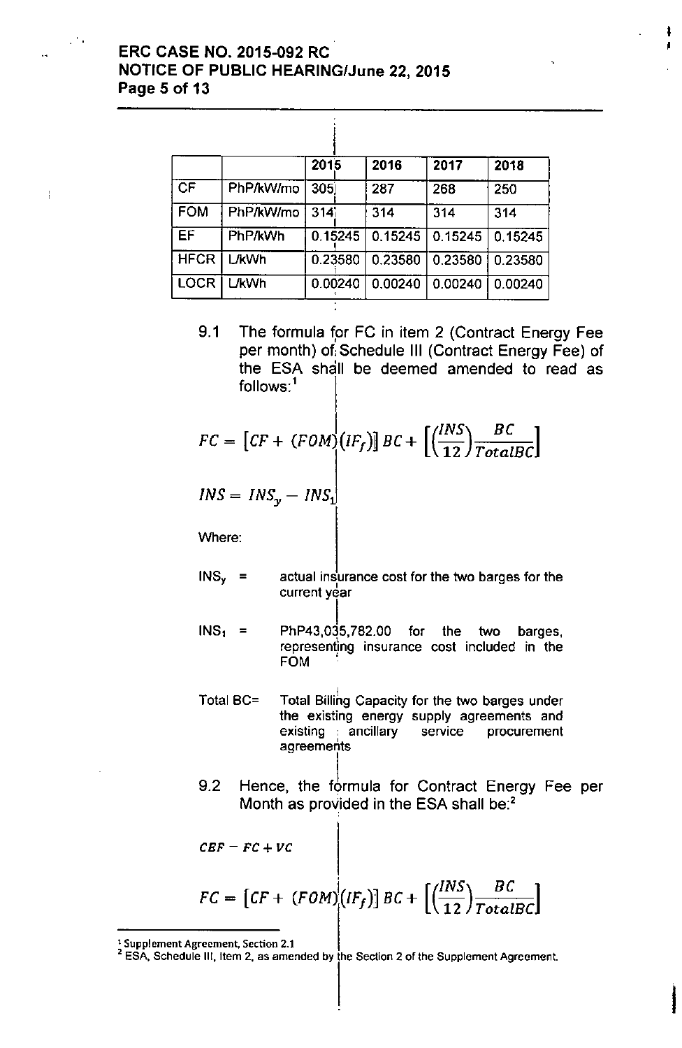| | | 2015 | 2016 | 2017 | 2018 |
|---|---|---|---|---|---|
| CF | PhP/kW/mo | 305 | 287 | 268 | 250 |
| FOM | PhP/kW/mo | 314 | 314 | 314 | 314 |
| EF | PhP/kWh | 0.15245 | 0.15245 | 0.15245 | 0.15245 |
| HFCR | L/kWh | 0.23580 | 0.23580 | 0.23580 | 0.23580 |
| LOCR | L/kWh | 0.00240 | 0.00240 | 0.00240 | 0.00240 |

9.1 The formula for FC in item 2 (Contract Energy Fee per month) of Schedule III (Contract Energy Fee) of the ESA shall be deemed amended to read as follows:[1]

$$FC = [CF + (FOM)(IF_f)]\, BC + \left[\left(\frac{INS}{12}\right)\frac{BC}{TotalBC}\right]$$

$$INS = INS_y - INS_1$$

Where:

$INS_y$ = actual insurance cost for the two barges for the current year

$INS_1$ = PhP43,035,782.00 for the two barges, representing insurance cost included in the FOM

Total BC= Total Billing Capacity for the two barges under the existing energy supply agreements and existing ancillary service procurement agreements

9.2 Hence, the formula for Contract Energy Fee per Month as provided in the ESA shall be:[2]

$$CEF = FC + VC$$

$$FC = [CF + (FOM)(IF_f)]\, BC + \left[\left(\frac{INS}{12}\right)\frac{BC}{TotalBC}\right]$$

---

[1] Supplement Agreement, Section 2.1

[2] ESA, Schedule III, Item 2, as amended by the Section 2 of the Supplement Agreement.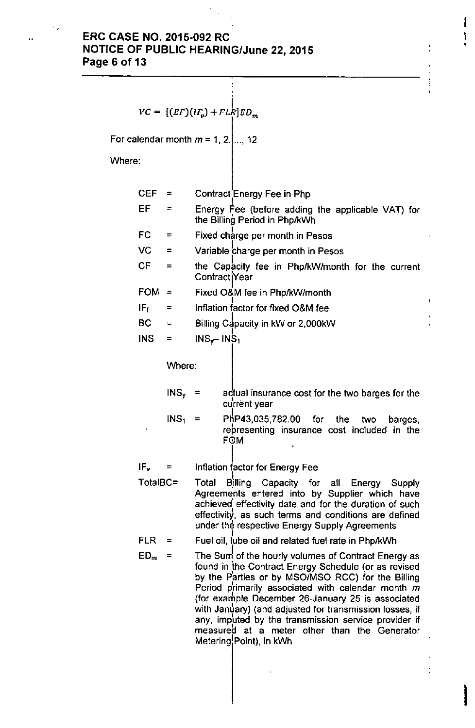$$VC = [(EF)(IF_v) + FLR]ED_m$$

For calendar month $m$ = 1, 2, ..., 12

Where:

| | | |
|---|---|---|
| CEF | = | Contract Energy Fee in Php |
| EF | = | Energy Fee (before adding the applicable VAT) for the Billing Period in Php/kWh |
| FC | = | Fixed charge per month in Pesos |
| VC | = | Variable charge per month in Pesos |
| CF | = | the Capacity fee in Php/kW/month for the current Contract Year |
| FOM | = | Fixed O&M fee in Php/kW/month |
| $IF_f$ | = | Inflation factor for fixed O&M fee |
| BC | = | Billing Capacity in kW or 2,000kW |
| INS | = | $INS_y - INS_1$ |

Where:

| | | |
|---|---|---|
| $INS_y$ | = | actual insurance cost for the two barges for the current year |
| $INS_1$ | = | PhP43,035,782.00 for the two barges, representing insurance cost included in the FOM |

| | | |
|---|---|---|
| $IF_v$ | = | Inflation factor for Energy Fee |
| TotalBC | = | Total Billing Capacity for all Energy Supply Agreements entered into by Supplier which have achieved effectivity date and for the duration of such effectivity, as such terms and conditions are defined under the respective Energy Supply Agreements |
| FLR | = | Fuel oil, lube oil and related fuel rate in Php/kWh |
| $ED_m$ | = | The Sum of the hourly volumes of Contract Energy as found in the Contract Energy Schedule (or as revised by the Parties or by MSO/MSO RCC) for the Billing Period primarily associated with calendar month $m$ (for example December 26-January 25 is associated with January) (and adjusted for transmission losses, if any, imputed by the transmission service provider if measured at a meter other than the Generator Metering Point), in kWh |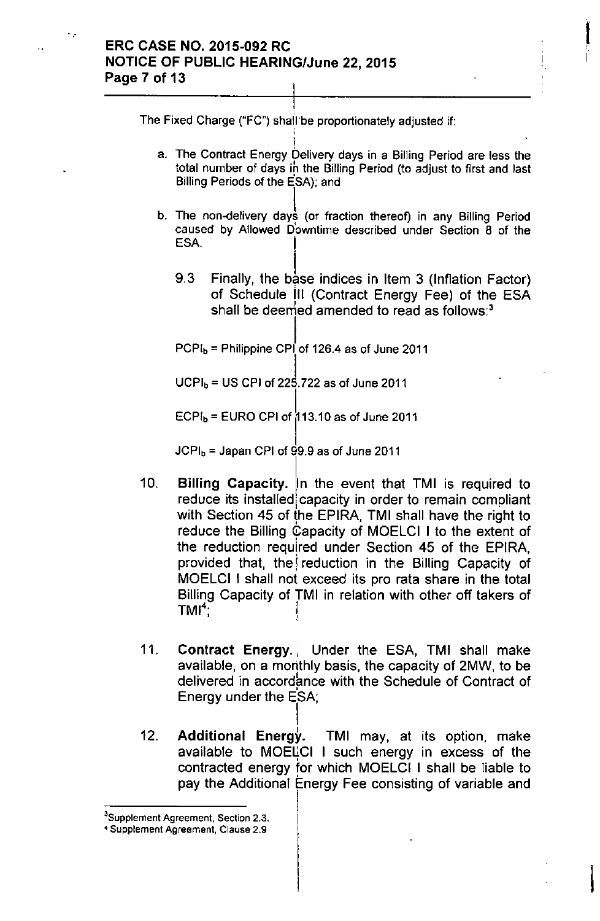The Fixed Charge ("FC") shall be proportionately adjusted if:

a. The Contract Energy Delivery days in a Billing Period are less the total number of days in the Billing Period (to adjust to first and last Billing Periods of the ESA); and

b. The non-delivery days (or fraction thereof) in any Billing Period caused by Allowed Downtime described under Section 8 of the ESA.

9.3 Finally, the base indices in Item 3 (Inflation Factor) of Schedule III (Contract Energy Fee) of the ESA shall be deemed amended to read as follows:[3]

$PCPI_b$ = Philippine CPI of 126.4 as of June 2011

$UCPI_b$ = US CPI of 225.722 as of June 2011

$ECPI_b$ = EURO CPI of 113.10 as of June 2011

$JCPI_b$ = Japan CPI of 99.9 as of June 2011

10. **Billing Capacity.** In the event that TMI is required to reduce its installed capacity in order to remain compliant with Section 45 of the EPIRA, TMI shall have the right to reduce the Billing Capacity of MOELCI I to the extent of the reduction required under Section 45 of the EPIRA, provided that, the reduction in the Billing Capacity of MOELCI I shall not exceed its pro rata share in the total Billing Capacity of TMI in relation with other off takers of TMI[4];

11. **Contract Energy.** Under the ESA, TMI shall make available, on a monthly basis, the capacity of 2MW, to be delivered in accordance with the Schedule of Contract of Energy under the ESA;

12. **Additional Energy.** TMI may, at its option, make available to MOELCI I such energy in excess of the contracted energy for which MOELCI I shall be liable to pay the Additional Energy Fee consisting of variable and

---

[3] Supplement Agreement, Section 2.3.

[4] Supplement Agreement, Clause 2.9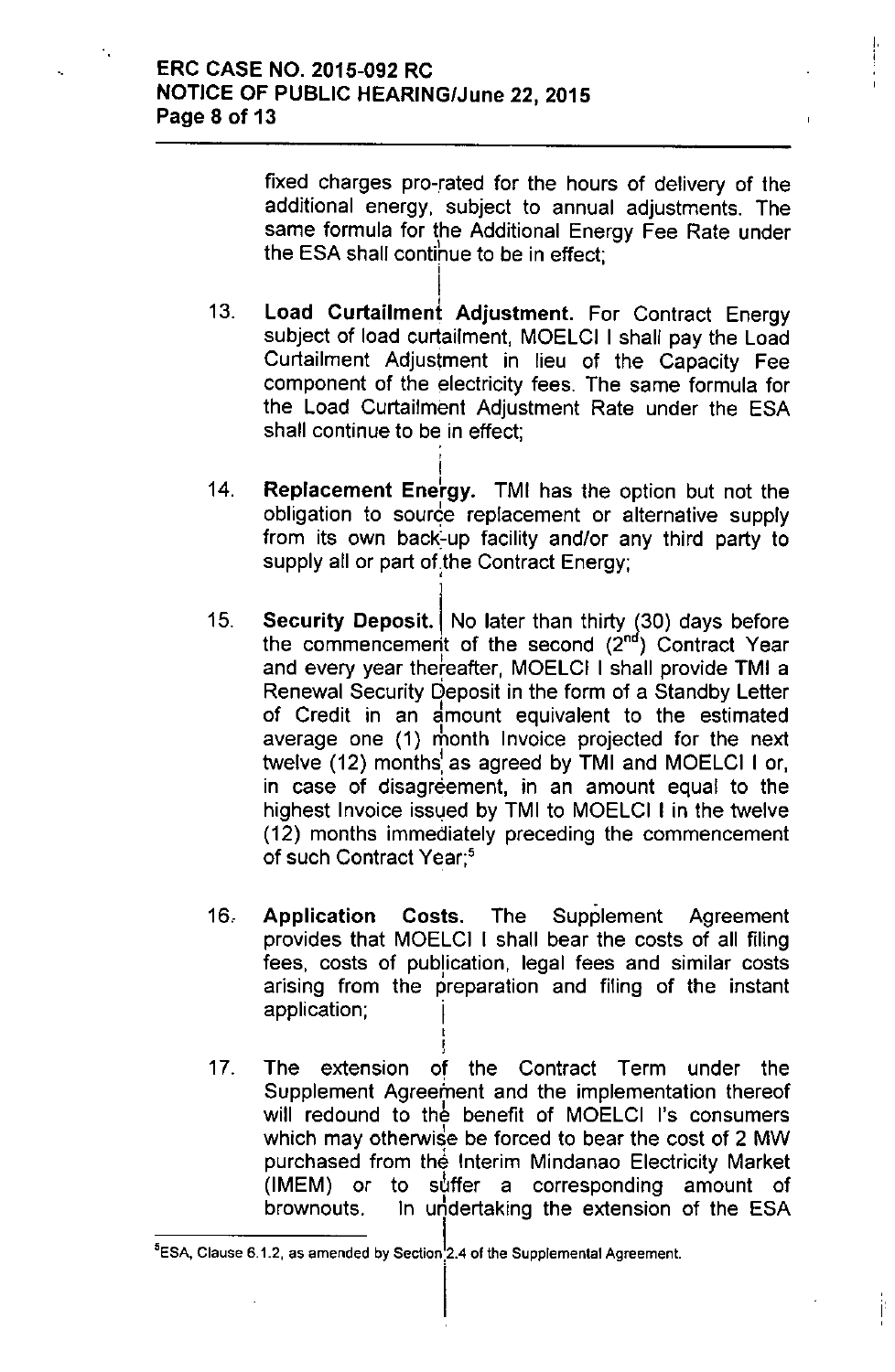fixed charges pro-rated for the hours of delivery of the additional energy, subject to annual adjustments. The same formula for the Additional Energy Fee Rate under the ESA shall continue to be in effect;

13. **Load Curtailment Adjustment.** For Contract Energy subject of load curtailment, MOELCI I shall pay the Load Curtailment Adjustment in lieu of the Capacity Fee component of the electricity fees. The same formula for the Load Curtailment Adjustment Rate under the ESA shall continue to be in effect;

14. **Replacement Energy.** TMI has the option but not the obligation to source replacement or alternative supply from its own back-up facility and/or any third party to supply all or part of the Contract Energy;

15. **Security Deposit.** No later than thirty (30) days before the commencement of the second (2nd) Contract Year and every year thereafter, MOELCI I shall provide **TMI** a Renewal Security Deposit in the form of a Standby Letter of Credit in an amount equivalent to the estimated average one (1) month Invoice projected for the next twelve (12) months as agreed by TMI and MOELCI I or, in case of disagreement, in an amount equal to the highest Invoice issued by TMI to MOELCI I in the twelve (12) months immediately preceding the commencement of such Contract Year;[5]

16. **Application Costs.** The Supplement Agreement provides that MOELCI I shall bear the costs of all filing fees, costs of publication, legal fees and similar costs arising from the preparation and filing of the instant application;

17. The extension of the Contract Term under the Supplement Agreement and the implementation thereof will redound to the benefit of MOELCI I's consumers which may otherwise be forced to bear the cost of 2 MW purchased from the Interim Mindanao Electricity Market (IMEM) or to suffer a corresponding amount of brownouts. In undertaking the extension of the ESA

---

[5] ESA, Clause 6.1.2, as amended by Section 2.4 of the Supplemental Agreement.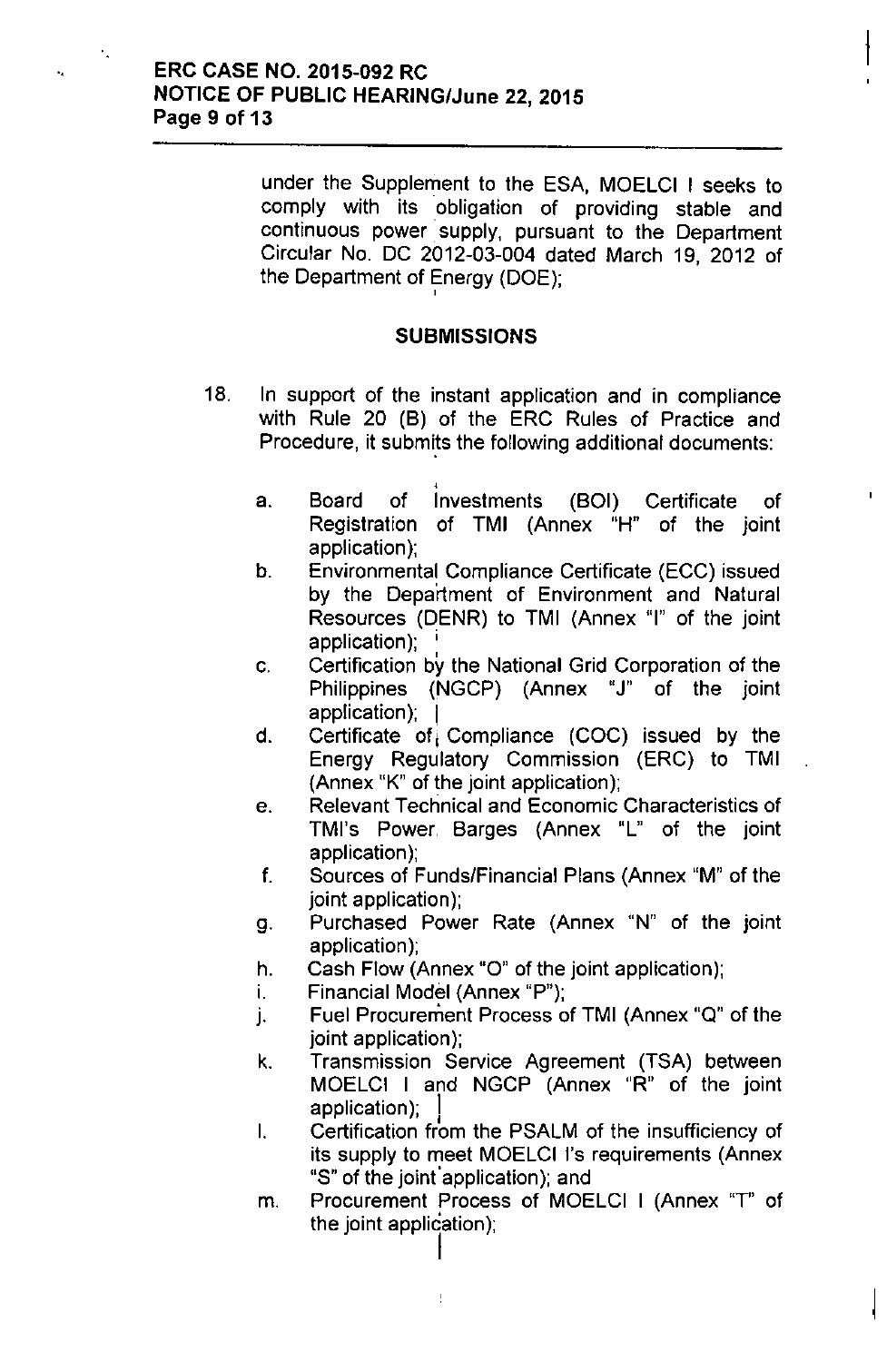under the Supplement to the ESA, MOELCI I seeks to comply with its obligation of providing stable and continuous power supply, pursuant to the Department Circular No. DC 2012-03-004 dated March 19, 2012 of the Department of Energy (DOE);

## SUBMISSIONS

18. In support of the instant application and in compliance with Rule 20 (B) of the ERC Rules of Practice and Procedure, it submits the following additional documents:

   a. Board of Investments (BOI) Certificate of Registration of TMI (Annex "H" of the joint application);
   b. Environmental Compliance Certificate (ECC) issued by the Department of Environment and Natural Resources (DENR) to TMI (Annex "I" of the joint application);
   c. Certification by the National Grid Corporation of the Philippines (NGCP) (Annex "J" of the joint application);
   d. Certificate of Compliance (COC) issued by the Energy Regulatory Commission (ERC) to TMI (Annex "K" of the joint application);
   e. Relevant Technical and Economic Characteristics of TMI's Power Barges (Annex "L" of the joint application);
   f. Sources of Funds/Financial Plans (Annex "M" of the joint application);
   g. Purchased Power Rate (Annex "N" of the joint application);
   h. Cash Flow (Annex "O" of the joint application);
   i. Financial Model (Annex "P");
   j. Fuel Procurement Process of TMI (Annex "Q" of the joint application);
   k. Transmission Service Agreement (TSA) between MOELCI I and NGCP (Annex "R" of the joint application);
   l. Certification from the PSALM of the insufficiency of its supply to meet MOELCI I's requirements (Annex "S" of the joint application); and
   m. Procurement Process of MOELCI I (Annex "T" of the joint application);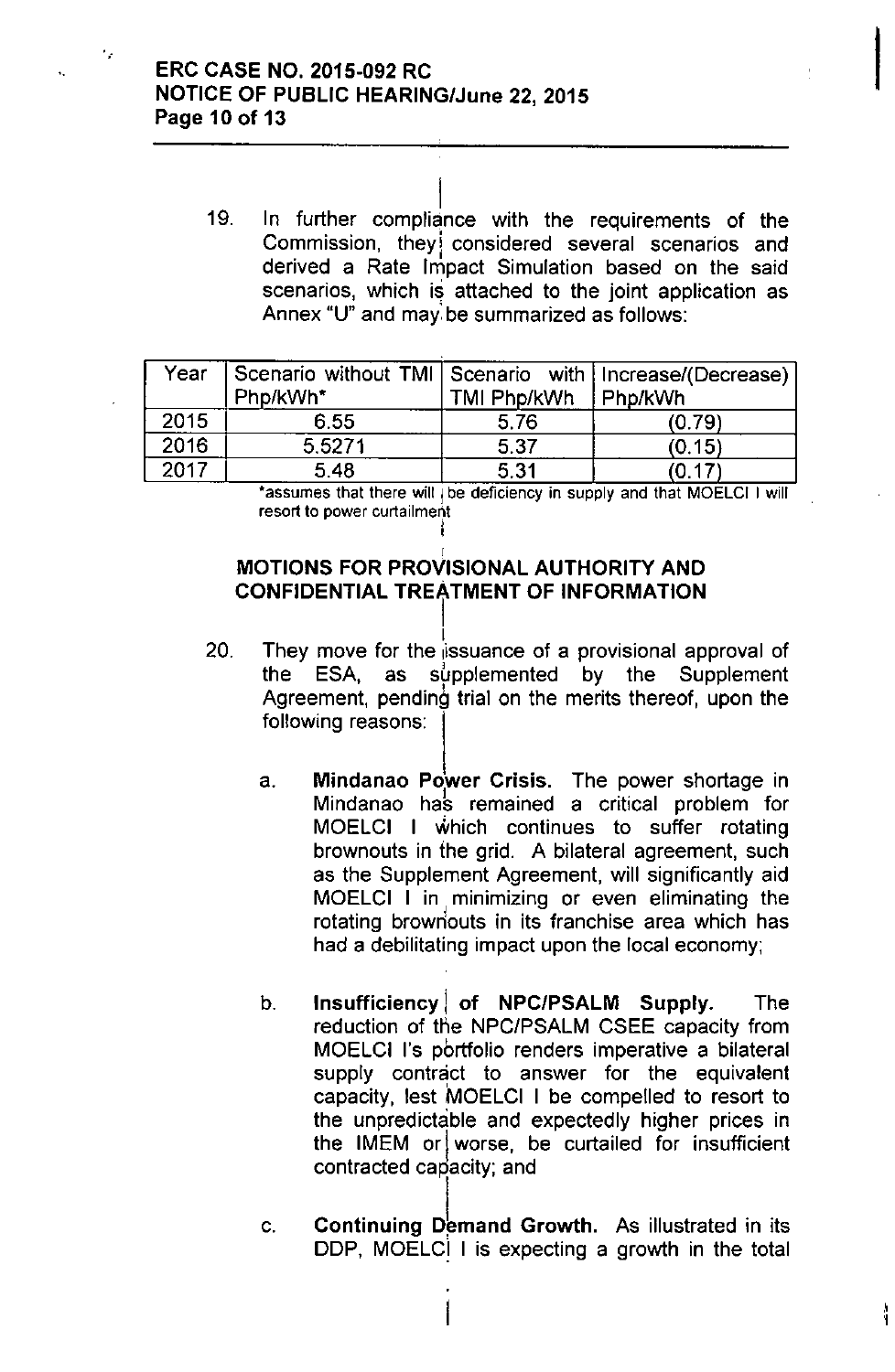19. In further compliance with the requirements of the Commission, they considered several scenarios and derived a Rate Impact Simulation based on the said scenarios, which is attached to the joint application as Annex "U" and may be summarized as follows:

| Year | Scenario without TMI Php/kWh* | Scenario with TMI Php/kWh | Increase/(Decrease) Php/kWh |
|---|---|---|---|
| 2015 | 6.55 | 5.76 | (0.79) |
| 2016 | 5.5271 | 5.37 | (0.15) |
| 2017 | 5.48 | 5.31 | (0.17) |

*assumes that there will be deficiency in supply and that MOELCI I will resort to power curtailment

## MOTIONS FOR PROVISIONAL AUTHORITY AND CONFIDENTIAL TREATMENT OF INFORMATION

20. They move for the issuance of a provisional approval of the ESA, as supplemented by the Supplement Agreement, pending trial on the merits thereof, upon the following reasons:

    a. **Mindanao Power Crisis.** The power shortage in Mindanao has remained a critical problem for MOELCI I which continues to suffer rotating brownouts in the grid. A bilateral agreement, such as the Supplement Agreement, will significantly aid MOELCI I in minimizing or even eliminating the rotating brownouts in its franchise area which has had a debilitating impact upon the local economy;

    b. **Insufficiency of NPC/PSALM Supply.** The reduction of the NPC/PSALM CSEE capacity from MOELCI I's portfolio renders imperative a bilateral supply contract to answer for the equivalent capacity, lest MOELCI I be compelled to resort to the unpredictable and expectedly higher prices in the IMEM or worse, be curtailed for insufficient contracted capacity; and

    c. **Continuing Demand Growth.** As illustrated in its DDP, MOELCI I is expecting a growth in the total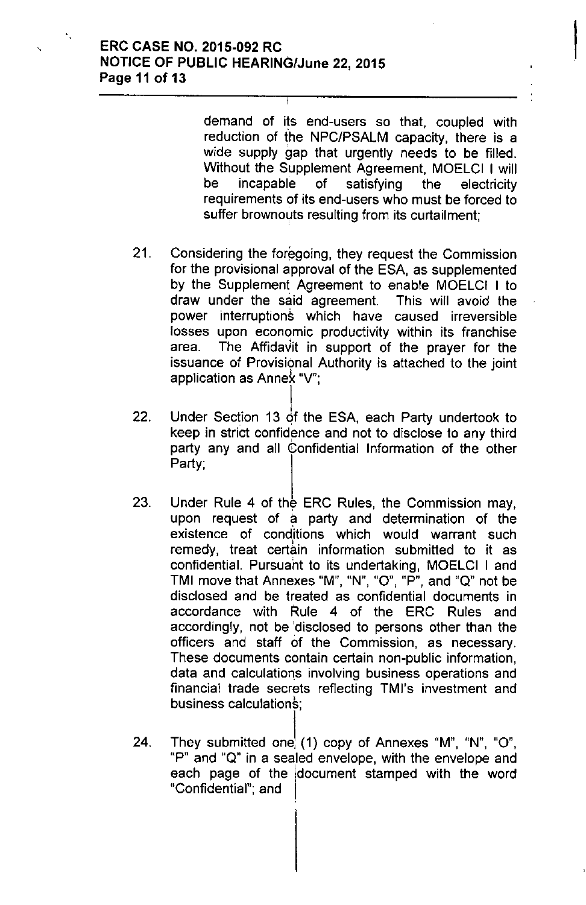demand of its end-users so that, coupled with reduction of the NPC/PSALM capacity, there is a wide supply gap that urgently needs to be filled. Without the Supplement Agreement, MOELCI I will be incapable of satisfying the electricity requirements of its end-users who must be forced to suffer brownouts resulting from its curtailment;

21. Considering the foregoing, they request the Commission for the provisional approval of the ESA, as supplemented by the Supplement Agreement to enable MOELCI I to draw under the said agreement. This will avoid the power interruptions which have caused irreversible losses upon economic productivity within its franchise area. The Affidavit in support of the prayer for the issuance of Provisional Authority is attached to the joint application as Annex "V";

22. Under Section 13 of the ESA, each Party undertook to keep in strict confidence and not to disclose to any third party any and all Confidential Information of the other Party;

23. Under Rule 4 of the ERC Rules, the Commission may, upon request of a party and determination of the existence of conditions which would warrant such remedy, treat certain information submitted to it as confidential. Pursuant to its undertaking, MOELCI I and TMI move that Annexes "M", "N", "O", "P", and "Q" not be disclosed and be treated as confidential documents in accordance with Rule 4 of the ERC Rules and accordingly, not be disclosed to persons other than the officers and staff of the Commission, as necessary. These documents contain certain non-public information, data and calculations involving business operations and financial trade secrets reflecting TMI's investment and business calculations;

24. They submitted one (1) copy of Annexes "M", "N", "O", "P" and "Q" in a sealed envelope, with the envelope and each page of the document stamped with the word "Confidential"; and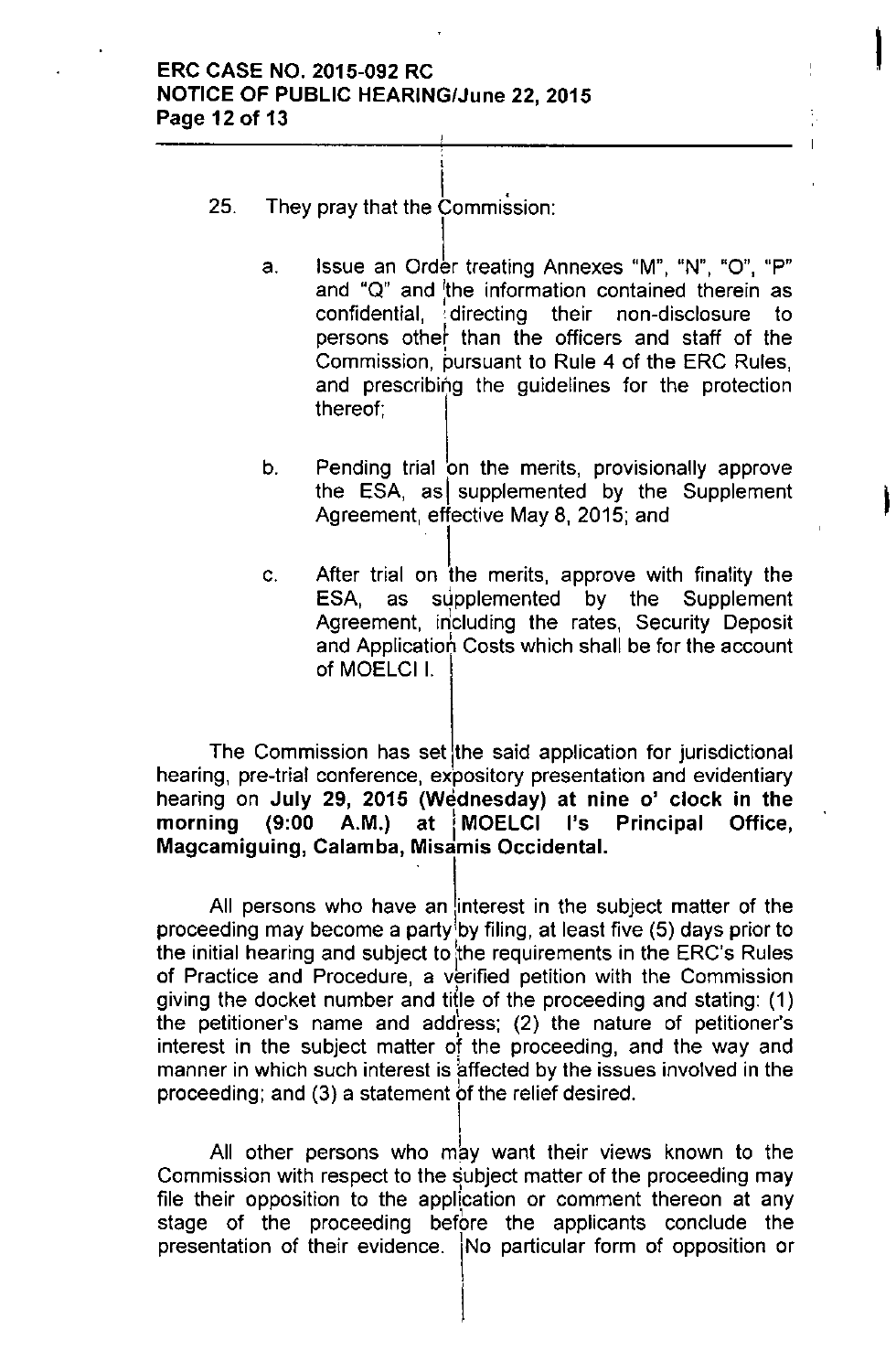25. They pray that the Commission:

    a. Issue an Order treating Annexes "M", "N", "O", "P" and "Q" and the information contained therein as confidential, directing their non-disclosure to persons other than the officers and staff of the Commission, pursuant to Rule 4 of the ERC Rules, and prescribing the guidelines for the protection thereof;

    b. Pending trial on the merits, provisionally approve the ESA, as supplemented by the Supplement Agreement, effective May 8, 2015; and

    c. After trial on the merits, approve with finality the ESA, as supplemented by the Supplement Agreement, including the rates, Security Deposit and Application Costs which shall be for the account of MOELCI I.

The Commission has set the said application for jurisdictional hearing, pre-trial conference, expository presentation and evidentiary hearing on **July 29, 2015 (Wednesday) at nine o' clock in the morning (9:00 A.M.) at MOELCI I's Principal Office, Magcamiguing, Calamba, Misamis Occidental.**

All persons who have an interest in the subject matter of the proceeding may become a party by filing, at least five (5) days prior to the initial hearing and subject to the requirements in the ERC's Rules of Practice and Procedure, a verified petition with the Commission giving the docket number and title of the proceeding and stating: (1) the petitioner's name and address; (2) the nature of petitioner's interest in the subject matter of the proceeding, and the way and manner in which such interest is affected by the issues involved in the proceeding; and (3) a statement of the relief desired.

All other persons who may want their views known to the Commission with respect to the subject matter of the proceeding may file their opposition to the application or comment thereon at any stage of the proceeding before the applicants conclude the presentation of their evidence. No particular form of opposition or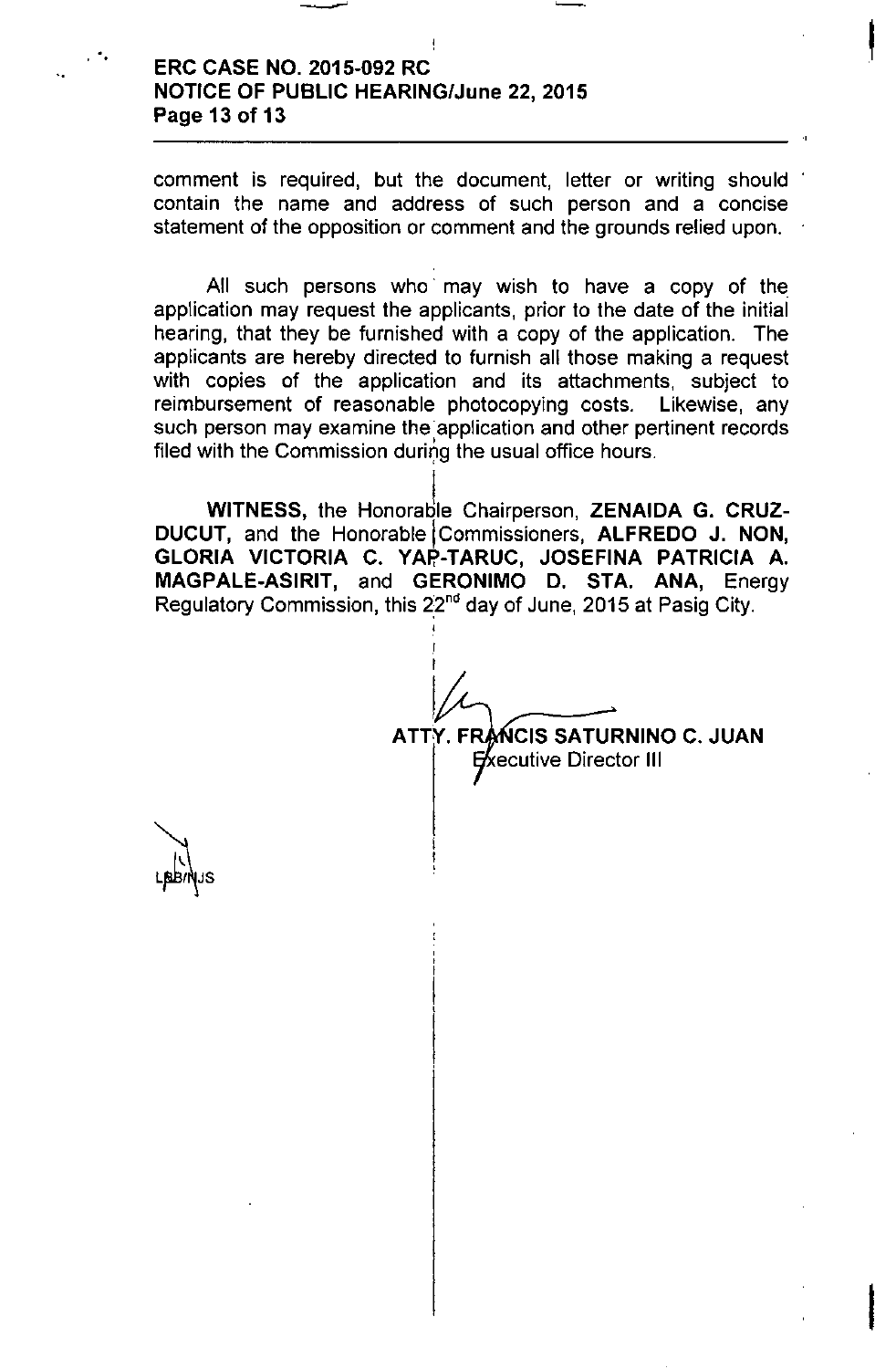comment is required, but the document, letter or writing should contain the name and address of such person and a concise statement of the opposition or comment and the grounds relied upon.

All such persons who may wish to have a copy of the application may request the applicants, prior to the date of the initial hearing, that they be furnished with a copy of the application. The applicants are hereby directed to furnish all those making a request with copies of the application and its attachments, subject to reimbursement of reasonable photocopying costs. Likewise, any such person may examine the application and other pertinent records filed with the Commission during the usual office hours.

**WITNESS,** the Honorable Chairperson, **ZENAIDA G. CRUZ-DUCUT,** and the Honorable Commissioners, **ALFREDO J. NON, GLORIA VICTORIA C. YAP-TARUC, JOSEFINA PATRICIA A. MAGPALE-ASIRIT,** and **GERONIMO D. STA. ANA,** Energy Regulatory Commission, this 22nd day of June, 2015 at Pasig City.

**ATTY. FRANCIS SATURNINO C. JUAN**
Executive Director III

LBB/NJS